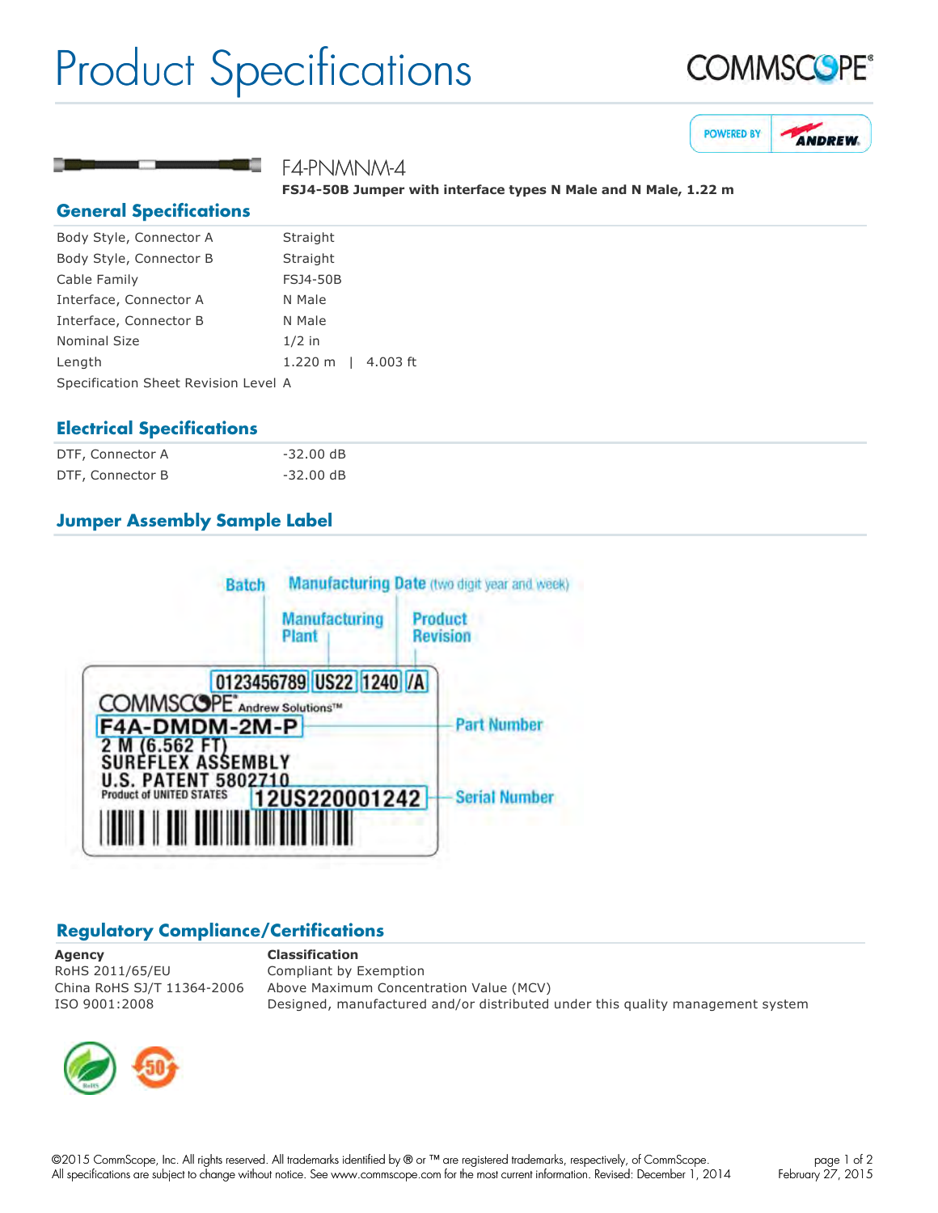# Product Specifications

F4-PNMNM-4

**FSJ4-50B Jumper with interface types N Male and N Male, 1.22 m**

## General Specifications

| | |
|---|---|
| Body Style, Connector A | Straight |
| Body Style, Connector B | Straight |
| Cable Family | FSJ4-50B |
| Interface, Connector A | N Male |
| Interface, Connector B | N Male |
| Nominal Size | 1/2 in |
| Length | 1.220 m \| 4.003 ft |
| Specification Sheet Revision Level | A |

## Electrical Specifications

| | |
|---|---|
| DTF, Connector A | -32.00 dB |
| DTF, Connector B | -32.00 dB |

## Jumper Assembly Sample Label

Batch — Manufacturing Date (two digit year and week) — Manufacturing Plant — Product Revision

0123456789 US22 1240 /A

COMMSCOPE Andrew Solutions™

F4A-DMDM-2M-P — Part Number

2 M (6.562 FT)
SUREFLEX ASSEMBLY
U.S. PATENT 5802710
Product of UNITED STATES

12US220001242 — Serial Number

## Regulatory Compliance/Certifications

| Agency | Classification |
|---|---|
| RoHS 2011/65/EU | Compliant by Exemption |
| China RoHS SJ/T 11364-2006 | Above Maximum Concentration Value (MCV) |
| ISO 9001:2008 | Designed, manufactured and/or distributed under this quality management system |

©2015 CommScope, Inc. All rights reserved. All trademarks identified by ® or ™ are registered trademarks, respectively, of CommScope.
All specifications are subject to change without notice. See www.commscope.com for the most current information. Revised: December 1, 2014

February 27, 2015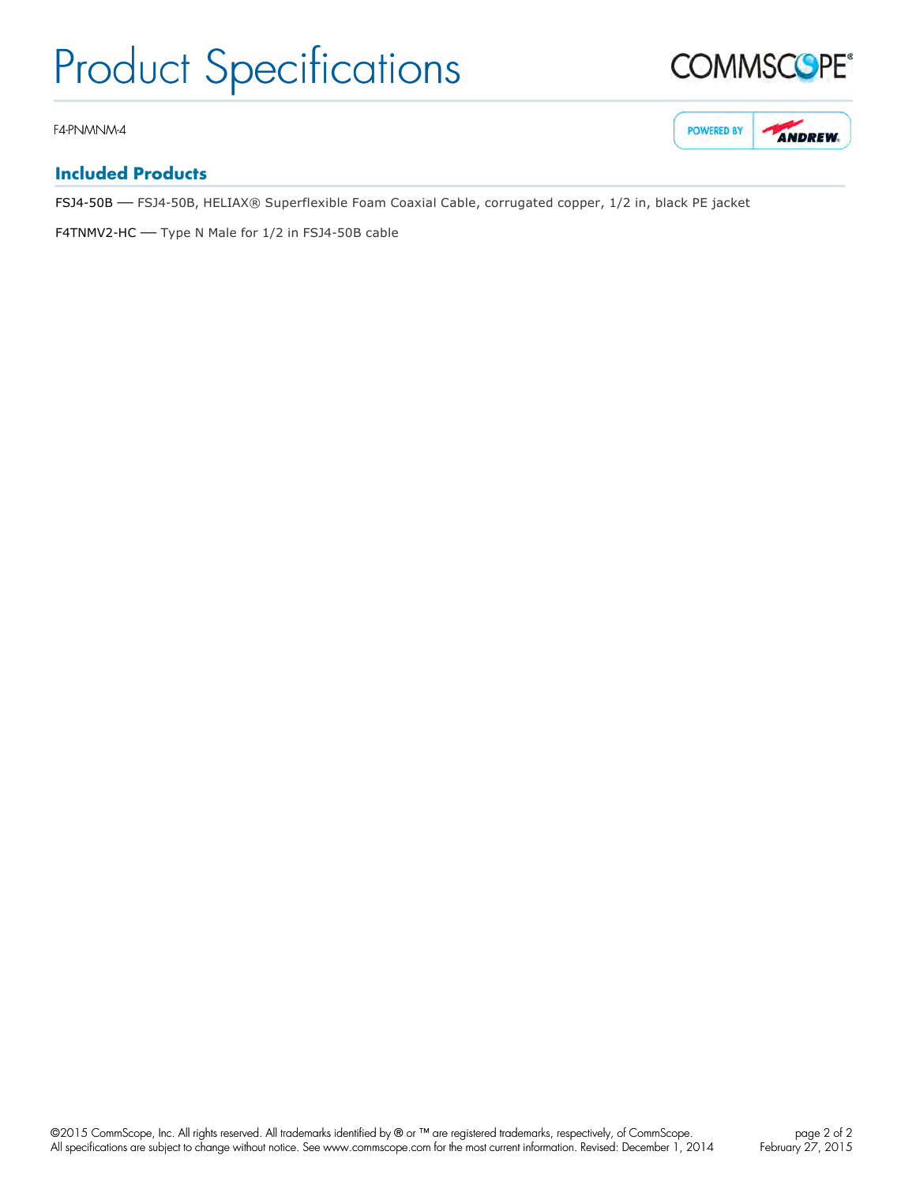## Included Products

FSJ4-50B — FSJ4-50B, HELIAX® Superflexible Foam Coaxial Cable, corrugated copper, 1/2 in, black PE jacket

F4TNMV2-HC — Type N Male for 1/2 in FSJ4-50B cable